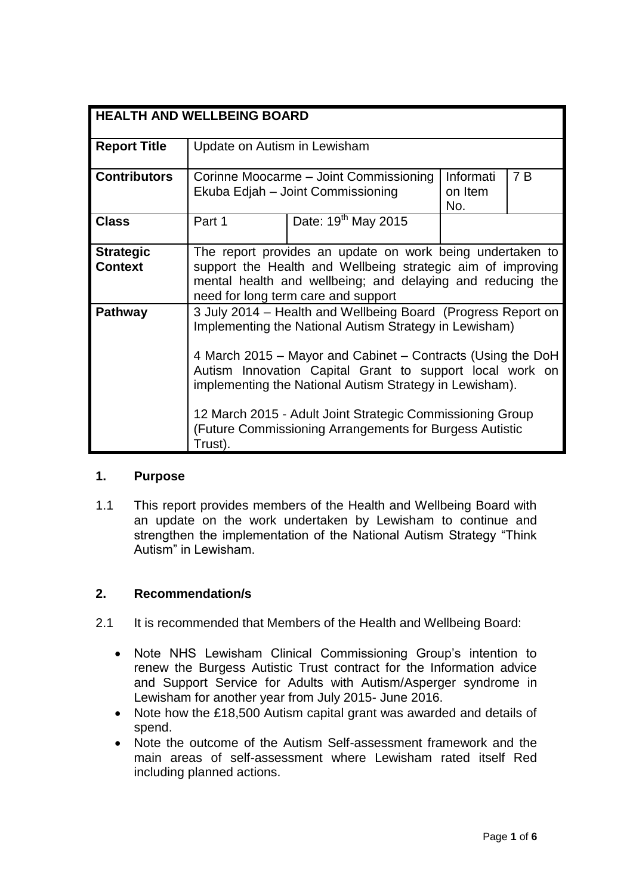| HEALTH AND WELLBEING BOARD | | | | |
|---|---|---|---|---|
| **Report Title** | Update on Autism in Lewisham | | | |
| **Contributors** | Corinne Moocarme – Joint Commissioning<br>Ekuba Edjah – Joint Commissioning | | Information Item No. | 7 B |
| **Class** | Part 1 | Date: 19th May 2015 | | |
| **Strategic Context** | The report provides an update on work being undertaken to support the Health and Wellbeing strategic aim of improving mental health and wellbeing; and delaying and reducing the need for long term care and support | | | |
| **Pathway** | 3 July 2014 – Health and Wellbeing Board (Progress Report on Implementing the National Autism Strategy in Lewisham)<br><br>4 March 2015 – Mayor and Cabinet – Contracts (Using the DoH Autism Innovation Capital Grant to support local work on implementing the National Autism Strategy in Lewisham).<br><br>12 March 2015 - Adult Joint Strategic Commissioning Group (Future Commissioning Arrangements for Burgess Autistic Trust). | | | |

## 1. Purpose

1.1 This report provides members of the Health and Wellbeing Board with an update on the work undertaken by Lewisham to continue and strengthen the implementation of the National Autism Strategy "Think Autism" in Lewisham.

## 2. Recommendation/s

2.1 It is recommended that Members of the Health and Wellbeing Board:

- Note NHS Lewisham Clinical Commissioning Group's intention to renew the Burgess Autistic Trust contract for the Information advice and Support Service for Adults with Autism/Asperger syndrome in Lewisham for another year from July 2015- June 2016.
- Note how the £18,500 Autism capital grant was awarded and details of spend.
- Note the outcome of the Autism Self-assessment framework and the main areas of self-assessment where Lewisham rated itself Red including planned actions.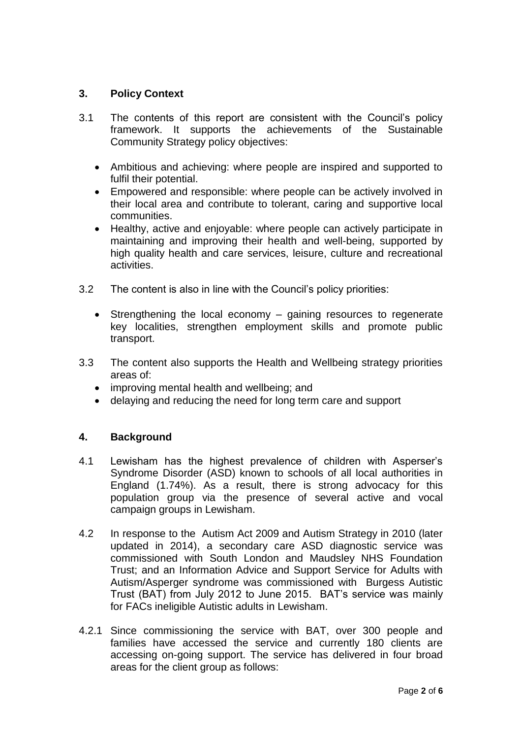## 3. Policy Context

3.1 The contents of this report are consistent with the Council's policy framework. It supports the achievements of the Sustainable Community Strategy policy objectives:

- Ambitious and achieving: where people are inspired and supported to fulfil their potential.
- Empowered and responsible: where people can be actively involved in their local area and contribute to tolerant, caring and supportive local communities.
- Healthy, active and enjoyable: where people can actively participate in maintaining and improving their health and well-being, supported by high quality health and care services, leisure, culture and recreational activities.

3.2 The content is also in line with the Council's policy priorities:

- Strengthening the local economy – gaining resources to regenerate key localities, strengthen employment skills and promote public transport.

3.3 The content also supports the Health and Wellbeing strategy priorities areas of:

- improving mental health and wellbeing; and
- delaying and reducing the need for long term care and support

## 4. Background

4.1 Lewisham has the highest prevalence of children with Asperser's Syndrome Disorder (ASD) known to schools of all local authorities in England (1.74%). As a result, there is strong advocacy for this population group via the presence of several active and vocal campaign groups in Lewisham.

4.2 In response to the Autism Act 2009 and Autism Strategy in 2010 (later updated in 2014), a secondary care ASD diagnostic service was commissioned with South London and Maudsley NHS Foundation Trust; and an Information Advice and Support Service for Adults with Autism/Asperger syndrome was commissioned with Burgess Autistic Trust (BAT) from July 2012 to June 2015. BAT's service was mainly for FACs ineligible Autistic adults in Lewisham.

4.2.1 Since commissioning the service with BAT, over 300 people and families have accessed the service and currently 180 clients are accessing on-going support. The service has delivered in four broad areas for the client group as follows: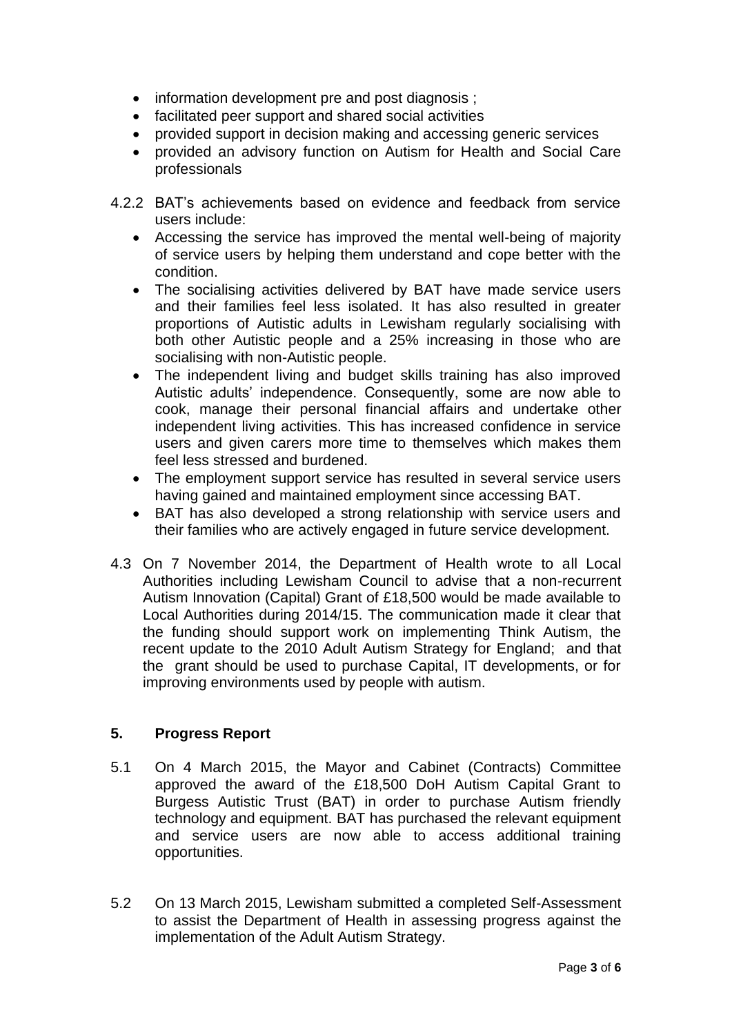- information development pre and post diagnosis ;
- facilitated peer support and shared social activities
- provided support in decision making and accessing generic services
- provided an advisory function on Autism for Health and Social Care professionals

4.2.2 BAT's achievements based on evidence and feedback from service users include:

- Accessing the service has improved the mental well-being of majority of service users by helping them understand and cope better with the condition.
- The socialising activities delivered by BAT have made service users and their families feel less isolated. It has also resulted in greater proportions of Autistic adults in Lewisham regularly socialising with both other Autistic people and a 25% increasing in those who are socialising with non-Autistic people.
- The independent living and budget skills training has also improved Autistic adults' independence. Consequently, some are now able to cook, manage their personal financial affairs and undertake other independent living activities. This has increased confidence in service users and given carers more time to themselves which makes them feel less stressed and burdened.
- The employment support service has resulted in several service users having gained and maintained employment since accessing BAT.
- BAT has also developed a strong relationship with service users and their families who are actively engaged in future service development.

4.3 On 7 November 2014, the Department of Health wrote to all Local Authorities including Lewisham Council to advise that a non-recurrent Autism Innovation (Capital) Grant of £18,500 would be made available to Local Authorities during 2014/15. The communication made it clear that the funding should support work on implementing Think Autism, the recent update to the 2010 Adult Autism Strategy for England; and that the grant should be used to purchase Capital, IT developments, or for improving environments used by people with autism.

## 5. Progress Report

5.1 On 4 March 2015, the Mayor and Cabinet (Contracts) Committee approved the award of the £18,500 DoH Autism Capital Grant to Burgess Autistic Trust (BAT) in order to purchase Autism friendly technology and equipment. BAT has purchased the relevant equipment and service users are now able to access additional training opportunities.

5.2 On 13 March 2015, Lewisham submitted a completed Self-Assessment to assist the Department of Health in assessing progress against the implementation of the Adult Autism Strategy.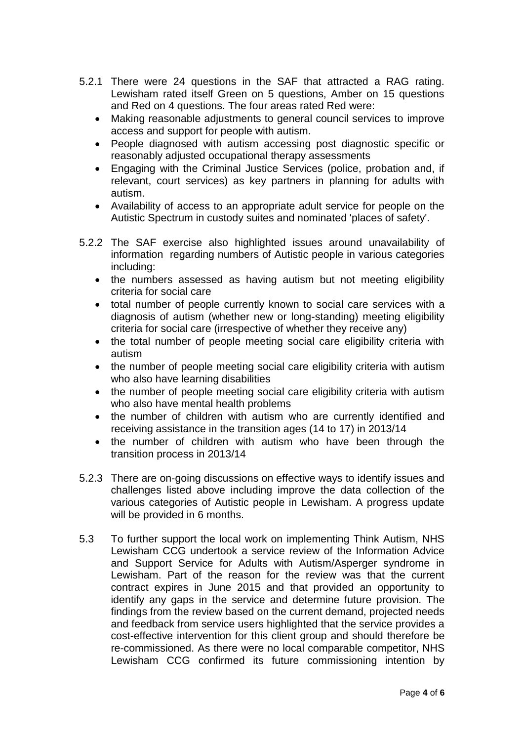5.2.1 There were 24 questions in the SAF that attracted a RAG rating. Lewisham rated itself Green on 5 questions, Amber on 15 questions and Red on 4 questions. The four areas rated Red were:

- Making reasonable adjustments to general council services to improve access and support for people with autism.
- People diagnosed with autism accessing post diagnostic specific or reasonably adjusted occupational therapy assessments
- Engaging with the Criminal Justice Services (police, probation and, if relevant, court services) as key partners in planning for adults with autism.
- Availability of access to an appropriate adult service for people on the Autistic Spectrum in custody suites and nominated 'places of safety'.

5.2.2 The SAF exercise also highlighted issues around unavailability of information regarding numbers of Autistic people in various categories including:

- the numbers assessed as having autism but not meeting eligibility criteria for social care
- total number of people currently known to social care services with a diagnosis of autism (whether new or long-standing) meeting eligibility criteria for social care (irrespective of whether they receive any)
- the total number of people meeting social care eligibility criteria with autism
- the number of people meeting social care eligibility criteria with autism who also have learning disabilities
- the number of people meeting social care eligibility criteria with autism who also have mental health problems
- the number of children with autism who are currently identified and receiving assistance in the transition ages (14 to 17) in 2013/14
- the number of children with autism who have been through the transition process in 2013/14

5.2.3 There are on-going discussions on effective ways to identify issues and challenges listed above including improve the data collection of the various categories of Autistic people in Lewisham. A progress update will be provided in 6 months.

5.3 To further support the local work on implementing Think Autism, NHS Lewisham CCG undertook a service review of the Information Advice and Support Service for Adults with Autism/Asperger syndrome in Lewisham. Part of the reason for the review was that the current contract expires in June 2015 and that provided an opportunity to identify any gaps in the service and determine future provision. The findings from the review based on the current demand, projected needs and feedback from service users highlighted that the service provides a cost-effective intervention for this client group and should therefore be re-commissioned. As there were no local comparable competitor, NHS Lewisham CCG confirmed its future commissioning intention by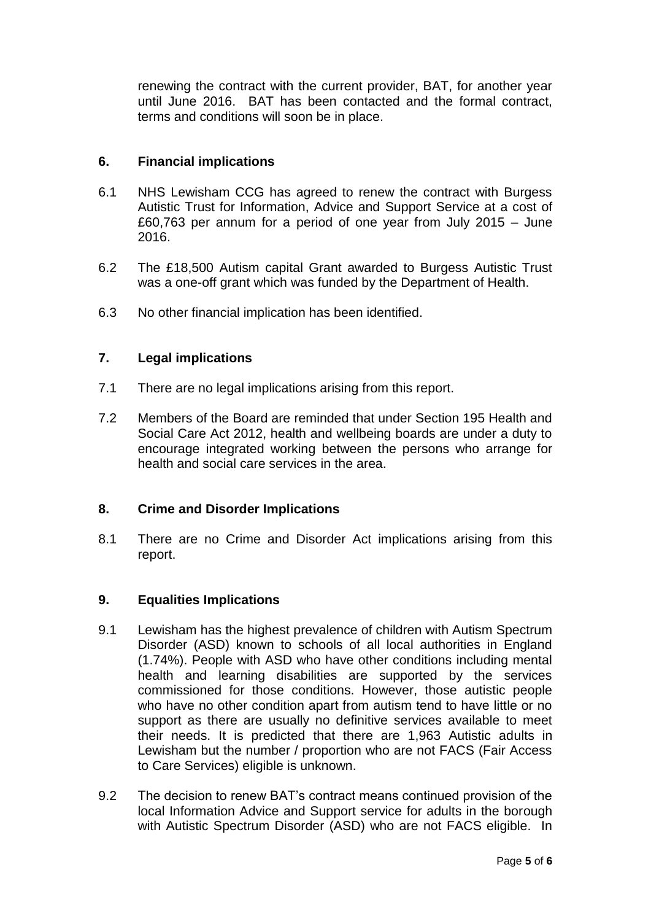renewing the contract with the current provider, BAT, for another year until June 2016. BAT has been contacted and the formal contract, terms and conditions will soon be in place.

## 6. Financial implications

6.1 NHS Lewisham CCG has agreed to renew the contract with Burgess Autistic Trust for Information, Advice and Support Service at a cost of £60,763 per annum for a period of one year from July 2015 – June 2016.

6.2 The £18,500 Autism capital Grant awarded to Burgess Autistic Trust was a one-off grant which was funded by the Department of Health.

6.3 No other financial implication has been identified.

## 7. Legal implications

7.1 There are no legal implications arising from this report.

7.2 Members of the Board are reminded that under Section 195 Health and Social Care Act 2012, health and wellbeing boards are under a duty to encourage integrated working between the persons who arrange for health and social care services in the area.

## 8. Crime and Disorder Implications

8.1 There are no Crime and Disorder Act implications arising from this report.

## 9. Equalities Implications

9.1 Lewisham has the highest prevalence of children with Autism Spectrum Disorder (ASD) known to schools of all local authorities in England (1.74%). People with ASD who have other conditions including mental health and learning disabilities are supported by the services commissioned for those conditions. However, those autistic people who have no other condition apart from autism tend to have little or no support as there are usually no definitive services available to meet their needs. It is predicted that there are 1,963 Autistic adults in Lewisham but the number / proportion who are not FACS (Fair Access to Care Services) eligible is unknown.

9.2 The decision to renew BAT's contract means continued provision of the local Information Advice and Support service for adults in the borough with Autistic Spectrum Disorder (ASD) who are not FACS eligible. In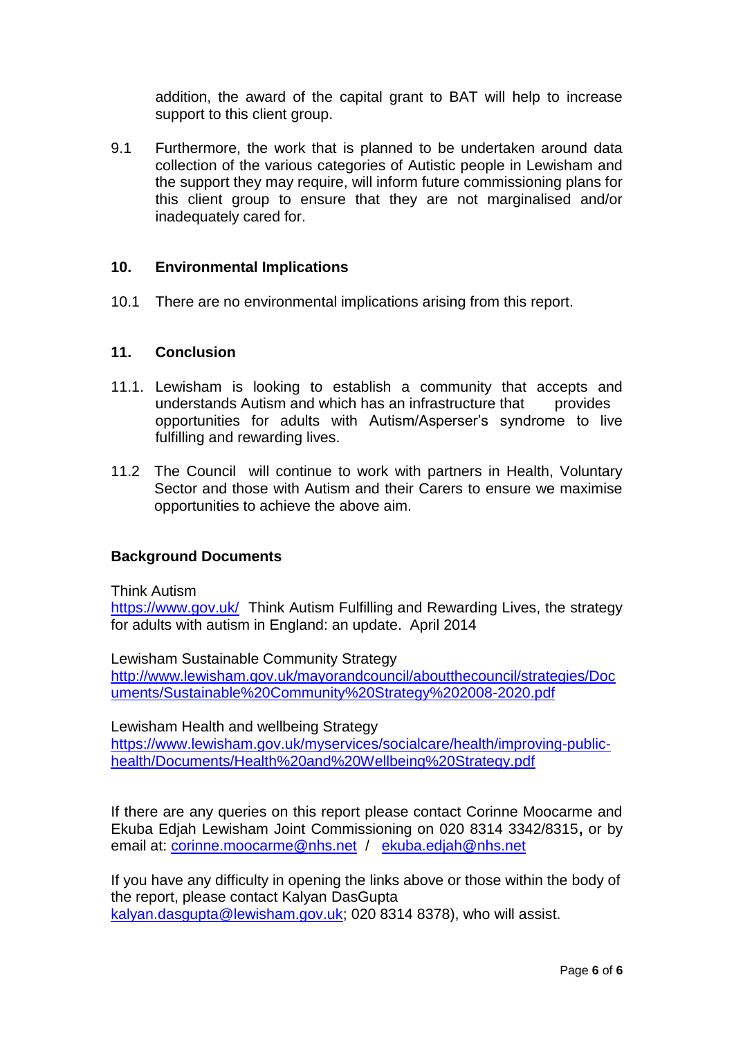addition, the award of the capital grant to BAT will help to increase support to this client group.

9.1 Furthermore, the work that is planned to be undertaken around data collection of the various categories of Autistic people in Lewisham and the support they may require, will inform future commissioning plans for this client group to ensure that they are not marginalised and/or inadequately cared for.

## 10. Environmental Implications

10.1 There are no environmental implications arising from this report.

## 11. Conclusion

11.1. Lewisham is looking to establish a community that accepts and understands Autism and which has an infrastructure that provides opportunities for adults with Autism/Asperser's syndrome to live fulfilling and rewarding lives.

11.2 The Council will continue to work with partners in Health, Voluntary Sector and those with Autism and their Carers to ensure we maximise opportunities to achieve the above aim.

## Background Documents

Think Autism
https://www.gov.uk/ Think Autism Fulfilling and Rewarding Lives, the strategy for adults with autism in England: an update. April 2014

Lewisham Sustainable Community Strategy
http://www.lewisham.gov.uk/mayorandcouncil/aboutthecouncil/strategies/Documents/Sustainable%20Community%20Strategy%202008-2020.pdf

Lewisham Health and wellbeing Strategy
https://www.lewisham.gov.uk/myservices/socialcare/health/improving-public-health/Documents/Health%20and%20Wellbeing%20Strategy.pdf

If there are any queries on this report please contact Corinne Moocarme and Ekuba Edjah Lewisham Joint Commissioning on 020 8314 3342/8315**,** or by email at: corinne.moocarme@nhs.net / ekuba.edjah@nhs.net

If you have any difficulty in opening the links above or those within the body of the report, please contact Kalyan DasGupta
kalyan.dasgupta@lewisham.gov.uk; 020 8314 8378), who will assist.